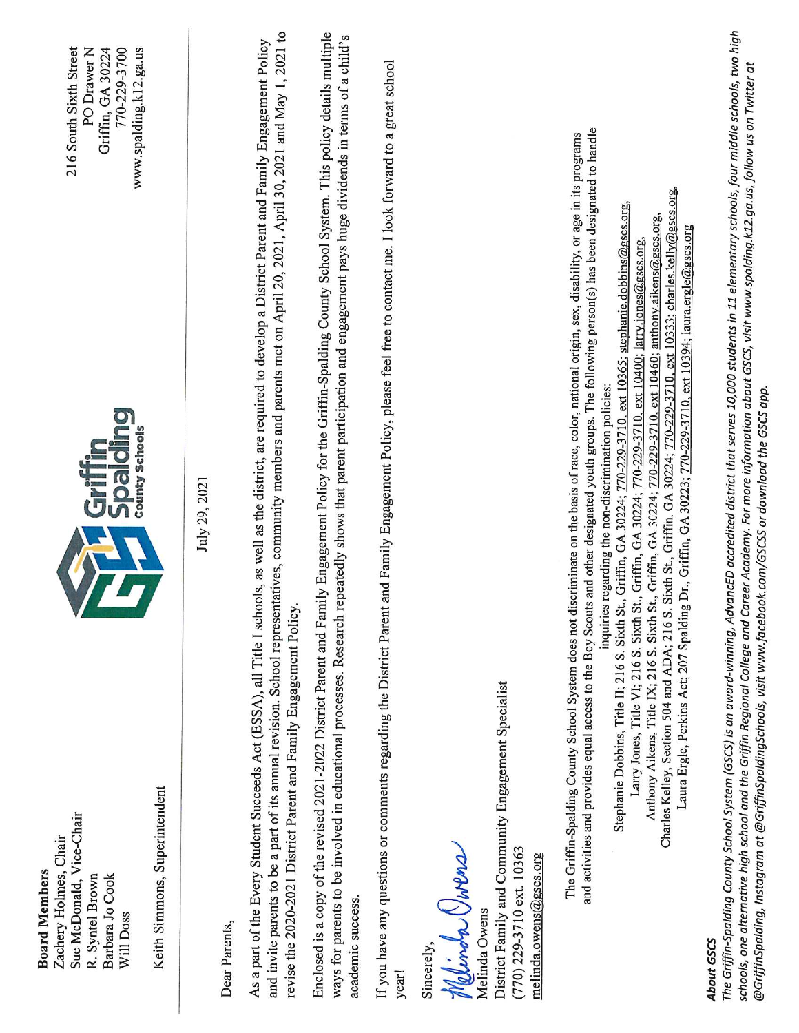**Board Members**
Zachery Holmes, Chair
Sue McDonald, Vice-Chair
R. Syntel Brown
Barbara Jo Cook
Will Doss

Keith Simmons, Superintendent

216 South Sixth Street
PO Drawer N
Griffin, GA 30224
770-229-3700
www.spalding.k12.ga.us

July 29, 2021

Dear Parents,

As a part of the Every Student Succeeds Act (ESSA), all Title I schools, as well as the district, are required to develop a District Parent and Family Engagement Policy and invite parents to be a part of its annual revision. School representatives, community members and parents met on April 20, 2021, April 30, 2021 and May 1, 2021 to revise the 2020-2021 District Parent and Family Engagement Policy.

Enclosed is a copy of the revised 2021-2022 District Parent and Family Engagement Policy for the Griffin-Spalding County School System. This policy details multiple ways for parents to be involved in educational processes. Research repeatedly shows that parent participation and engagement pays huge dividends in terms of a child's academic success.

If you have any questions or comments regarding the District Parent and Family Engagement Policy, please feel free to contact me. I look forward to a great school year!

Sincerely,

Melinda Owens
District Family and Community Engagement Specialist
(770) 229-3710 ext. 10363
melinda.owens@gscs.org

The Griffin-Spalding County School System does not discriminate on the basis of race, color, national origin, sex, disability, or age in its programs and activities and provides equal access to the Boy Scouts and other designated youth groups. The following person(s) has been designated to handle inquiries regarding the non-discrimination policies:

Stephanie Dobbins, Title II; 216 S. Sixth St., Griffin, GA 30224; 770-229-3710, ext 10365; stephanie.dobbins@gscs.org,
Larry Jones, Title VI; 216 S. Sixth St., Griffin, GA 30224; 770-229-3710, ext 10400; larry.jones@gscs.org,
Anthony Aikens, Title IX; 216 S. Sixth St., Griffin, GA 30224; 770-229-3710, ext 10460; anthony.aikens@gscs.org,
Charles Kelley, Section 504 and ADA; 216 S. Sixth St., Griffin, GA 30224; 770-229-3710, ext 10333; charles.kelly@gscs.org,
Laura Ergle, Perkins Act; 207 Spalding Dr., Griffin, GA 30223; 770-229-3710, ext 10394; laura.ergle@gscs.org

***About GSCS***

*The Griffin-Spalding County School System (GSCS) is an award-winning, AdvancED accredited district that serves 10,000 students in 11 elementary schools, four middle schools, two high schools, one alternative high school and the Griffin Regional College and Career Academy. For more information about GSCS, visit www.spalding.k12.ga.us, follow us on Twitter at @GriffinSpalding, Instagram at @GriffinSpaldingSchools, visit www.facebook.com/GSCSS or download the GSCS app.*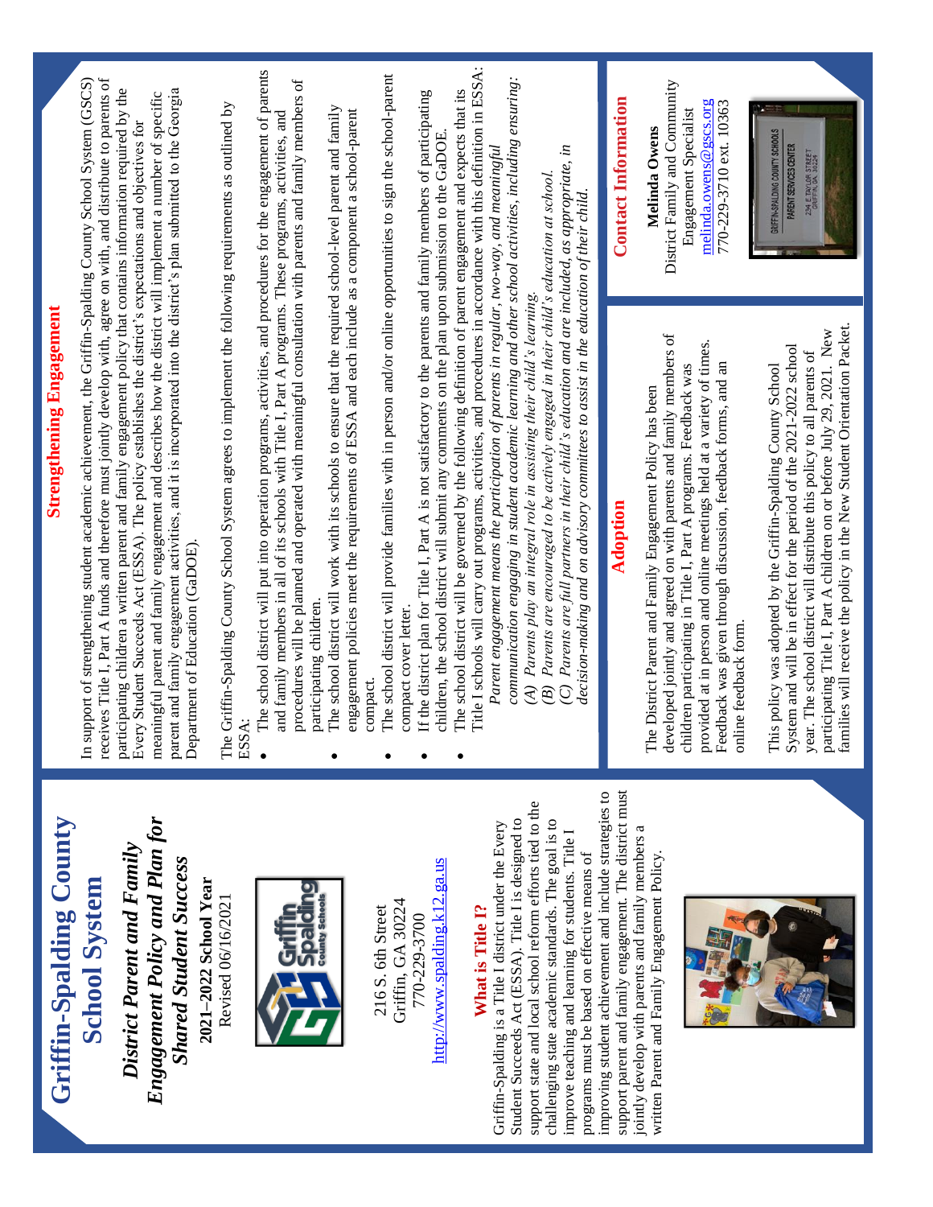# Griffin-Spalding County School System

## *District Parent and Family Engagement Policy and Plan for Shared Student Success*

**2021–2022 School Year**

Revised 06/16/2021

216 S. 6th Street
Griffin, GA 30224
770-229-3700
http://www.spalding.k12.ga.us

## What is Title I?

Griffin-Spalding is a Title I district under the Every Student Succeeds Act (ESSA). Title I is designed to support state and local school reform efforts tied to the challenging state academic standards. The goal is to improve teaching and learning for students. Title I programs must be based on effective means of improving student achievement and include strategies to support parent and family engagement. The district must jointly develop with parents and family members a written Parent and Family Engagement Policy.

## Strengthening Engagement

In support of strengthening student academic achievement, the Griffin-Spalding County School System (GSCS) receives Title I, Part A funds and therefore must jointly develop with, agree on with, and distribute to parents of participating children a written parent and family engagement policy that contains information required by the Every Student Succeeds Act (ESSA). The policy establishes the district's expectations and objectives for meaningful parent and family engagement and describes how the district will implement a number of specific parent and family engagement activities, and it is incorporated into the district's plan submitted to the Georgia Department of Education (GaDOE).

The Griffin-Spalding County School System agrees to implement the following requirements as outlined by ESSA:

- The school district will put into operation programs, activities, and procedures for the engagement of parents and family members in all of its schools with Title I, Part A programs. These programs, activities, and procedures will be planned and operated with meaningful consultation with parents and family members of participating children.
- The school district will work with its schools to ensure that the required school-level parent and family engagement policies meet the requirements of ESSA and each include as a component a school-parent compact.
- The school district will provide families with in person and/or online opportunities to sign the school-parent compact cover letter.
- If the district plan for Title I, Part A is not satisfactory to the parents and family members of participating children, the school district will submit any comments on the plan upon submission to the GaDOE.
- The school district will be governed by the following definition of parent engagement and expects that its Title I schools will carry out programs, activities, and procedures in accordance with this definition in ESSA:
  *Parent engagement means the participation of parents in regular, two-way, and meaningful communication engaging in student academic learning and other school activities, including ensuring:*
  *(A) Parents play an integral role in assisting their child's learning.*
  *(B) Parents are encouraged to be actively engaged in their child's education at school.*
  *(C) Parents are full partners in their child's education and are included, as appropriate, in decision-making and on advisory committees to assist in the education of their child.*

## Adoption

The District Parent and Family Engagement Policy has been developed jointly and agreed on with parents and family members of children participating in Title I, Part A programs. Feedback was provided at in person and online meetings held at a variety of times. Feedback was given through discussion, feedback forms, and an online feedback form.

This policy was adopted by the Griffin-Spalding County School System and will be in effect for the period of the 2021-2022 school year. The school district will distribute this policy to all parents of participating Title I, Part A children on or before July 29, 2021. New families will receive the policy in the New Student Orientation Packet.

## Contact Information

**Melinda Owens**
District Family and Community Engagement Specialist
melinda.owens@gscs.org
770-229-3710 ext. 10363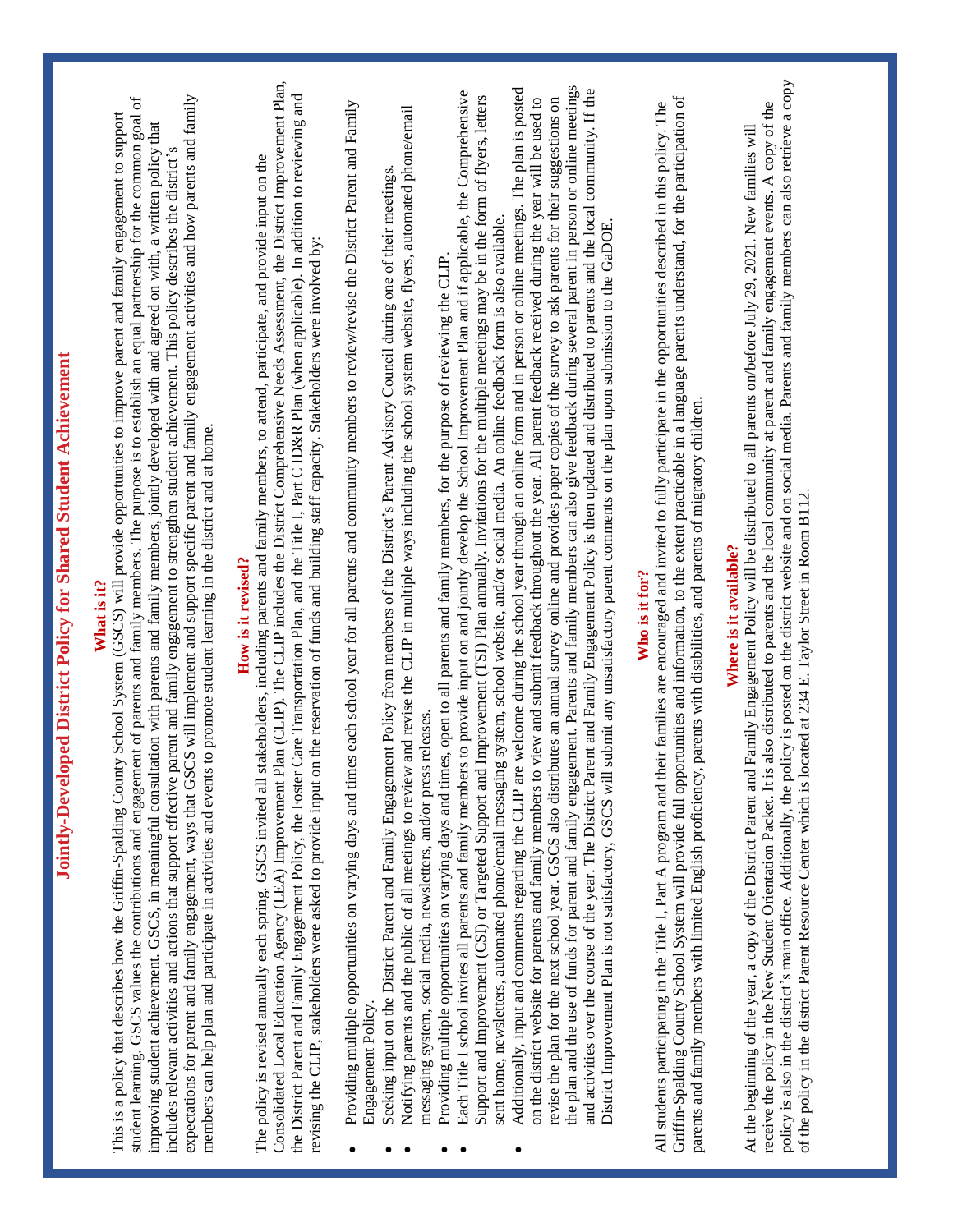# Jointly-Developed District Policy for Shared Student Achievement

## What is it?

This is a policy that describes how the Griffin-Spalding County School System (GSCS) will provide opportunities to improve parent and family engagement to support student learning. GSCS values the contributions and engagement of parents and family members. The purpose is to establish an equal partnership for the common goal of improving student achievement. GSCS, in meaningful consultation with parents and family members, jointly developed with and agreed on with, a written policy that includes relevant activities and actions that support effective parent and family engagement to strengthen student achievement. This policy describes the district's expectations for parent and family engagement, ways that GSCS will implement and support specific parent and family engagement activities and how parents and family members can help plan and participate in activities and events to promote student learning in the district and at home.

## How is it revised?

The policy is revised annually each spring. GSCS invited all stakeholders, including parents and family members, to attend, participate, and provide input on the Consolidated Local Education Agency (LEA) Improvement Plan (CLIP). The CLIP includes the District Comprehensive Needs Assessment, the District Improvement Plan, the District Parent and Family Engagement Policy, the Foster Care Transportation Plan, and the Title I, Part C ID&R Plan (when applicable). In addition to reviewing and revising the CLIP, stakeholders were asked to provide input on the reservation of funds and building staff capacity. Stakeholders were involved by:

- Providing multiple opportunities on varying days and times each school year for all parents and community members to review/revise the District Parent and Family Engagement Policy.
- Seeking input on the District Parent and Family Engagement Policy from members of the District's Parent Advisory Council during one of their meetings.
- Notifying parents and the public of all meetings to review and revise the CLIP in multiple ways including the school system website, flyers, automated phone/email messaging system, social media, newsletters, and/or press releases.
- Providing multiple opportunities on varying days and times, open to all parents and family members, for the purpose of reviewing the CLIP.
- Each Title I school invites all parents and family members to provide input on and jointly develop the School Improvement Plan and if applicable, the Comprehensive Support and Improvement (CSI) or Targeted Support and Improvement (TSI) Plan annually. Invitations for the multiple meetings may be in the form of flyers, letters sent home, newsletters, automated phone/email messaging system, school website, and/or social media. An online feedback form is also available.
- Additionally, input and comments regarding the CLIP are welcome during the school year through an online form and in person or online meetings. The plan is posted on the district website for parents and family members to view and submit feedback throughout the year. All parent feedback received during the year will be used to revise the plan for the next school year. GSCS also distributes an annual survey online and provides paper copies of the survey to ask parents for their suggestions on the plan and the use of funds for parent and family engagement. Parents and family members can also give feedback during several parent in person or online meetings and activities over the course of the year. The District Parent and Family Engagement Policy is then updated and distributed to parents and the local community. If the District Improvement Plan is not satisfactory, GSCS will submit any unsatisfactory parent comments on the plan upon submission to the GaDOE.

## Who is it for?

All students participating in the Title I, Part A program and their families are encouraged and invited to fully participate in the opportunities described in this policy. The Griffin-Spalding County School System will provide full opportunities and information, to the extent practicable in a language parents understand, for the participation of parents and family members with limited English proficiency, parents with disabilities, and parents of migratory children.

## Where is it available?

At the beginning of the year, a copy of the District Parent and Family Engagement Policy will be distributed to all parents on/before July 29, 2021. New families will receive the policy in the New Student Orientation Packet. It is also distributed to parents and the local community at parent and family engagement events. A copy of the policy is also in the district's main office. Additionally, the policy is posted on the district website and on social media. Parents and family members can also retrieve a copy of the policy in the district Parent Resource Center which is located at 234 E. Taylor Street in Room B112.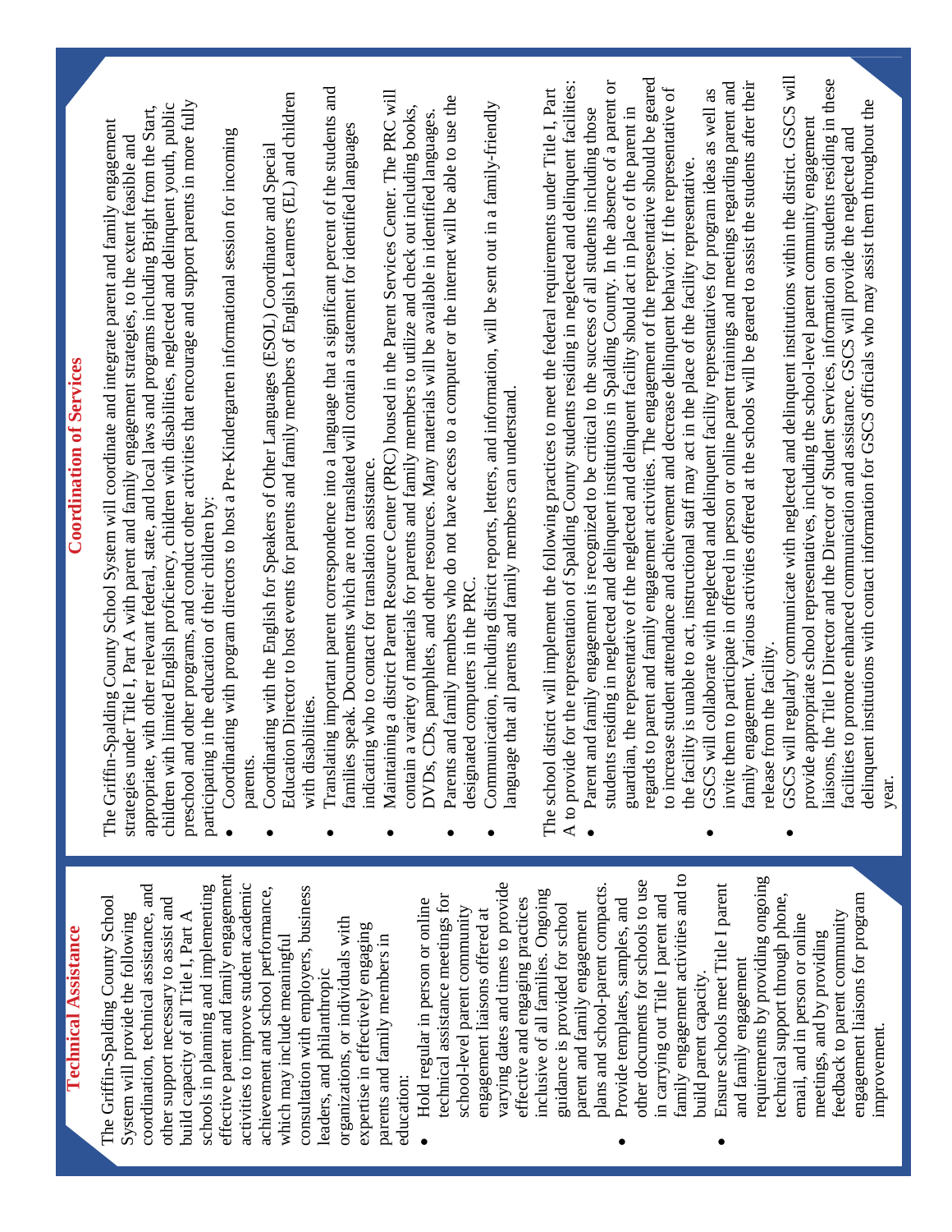## Technical Assistance

The Griffin-Spalding County School System will provide the following coordination, technical assistance, and other support necessary to assist and build capacity of all Title I, Part A schools in planning and implementing effective parent and family engagement activities to improve student academic achievement and school performance, which may include meaningful consultation with employers, business leaders, and philanthropic organizations, or individuals with expertise in effectively engaging parents and family members in education:

- Hold regular in person or online technical assistance meetings for school-level parent community engagement liaisons offered at varying dates and times to provide effective and engaging practices inclusive of all families. Ongoing guidance is provided for school parent and family engagement plans and school-parent compacts.
- Provide templates, samples, and other documents for schools to use in carrying out Title I parent and family engagement activities and to build parent capacity.
- Ensure schools meet Title I parent and family engagement requirements by providing ongoing technical support through phone, email, and in person or online meetings, and by providing feedback to parent community engagement liaisons for program improvement.

## Coordination of Services

The Griffin-Spalding County School System will coordinate and integrate parent and family engagement strategies under Title I, Part A with parent and family engagement strategies, to the extent feasible and appropriate, with other relevant federal, state, and local laws and programs including Bright from the Start, children with limited English proficiency, children with disabilities, neglected and delinquent youth, public preschool and other programs, and conduct other activities that encourage and support parents in more fully participating in the education of their children by:

- Coordinating with program directors to host a Pre-Kindergarten informational session for incoming parents.
- Coordinating with the English for Speakers of Other Languages (ESOL) Coordinator and Special Education Director to host events for parents and family members of English Learners (EL) and children with disabilities.
- Translating important parent correspondence into a language that a significant percent of the students and families speak. Documents which are not translated will contain a statement for identified languages indicating who to contact for translation assistance.
- Maintaining a district Parent Resource Center (PRC) housed in the Parent Services Center. The PRC will contain a variety of materials for parents and family members to utilize and check out including books, DVDs, CDs, pamphlets, and other resources. Many materials will be available in identified languages.
- Parents and family members who do not have access to a computer or the internet will be able to use the designated computers in the PRC.
- Communication, including district reports, letters, and information, will be sent out in a family-friendly language that all parents and family members can understand.

The school district will implement the following practices to meet the federal requirements under Title I, Part A to provide for the representation of Spalding County students residing in neglected and delinquent facilities:

- Parent and family engagement is recognized to be critical to the success of all students including those students residing in neglected and delinquent institutions in Spalding County. In the absence of a parent or guardian, the representative of the neglected and delinquent facility should act in place of the parent in regards to parent and family engagement activities. The engagement of the representative should be geared to increase student attendance and achievement and decrease delinquent behavior. If the representative of the facility is unable to act, instructional staff may act in the place of the facility representative.
- GSCS will collaborate with neglected and delinquent facility representatives for program ideas as well as invite them to participate in offered in person or online parent trainings and meetings regarding parent and family engagement. Various activities offered at the schools will be geared to assist the students after their release from the facility.
- GSCS will regularly communicate with neglected and delinquent institutions within the district. GSCS will provide appropriate school representatives, including the school-level parent community engagement liaisons, the Title I Director and the Director of Student Services, information on students residing in these facilities to promote enhanced communication and assistance. GSCS will provide the neglected and delinquent institutions with contact information for GSCS officials who may assist them throughout the year.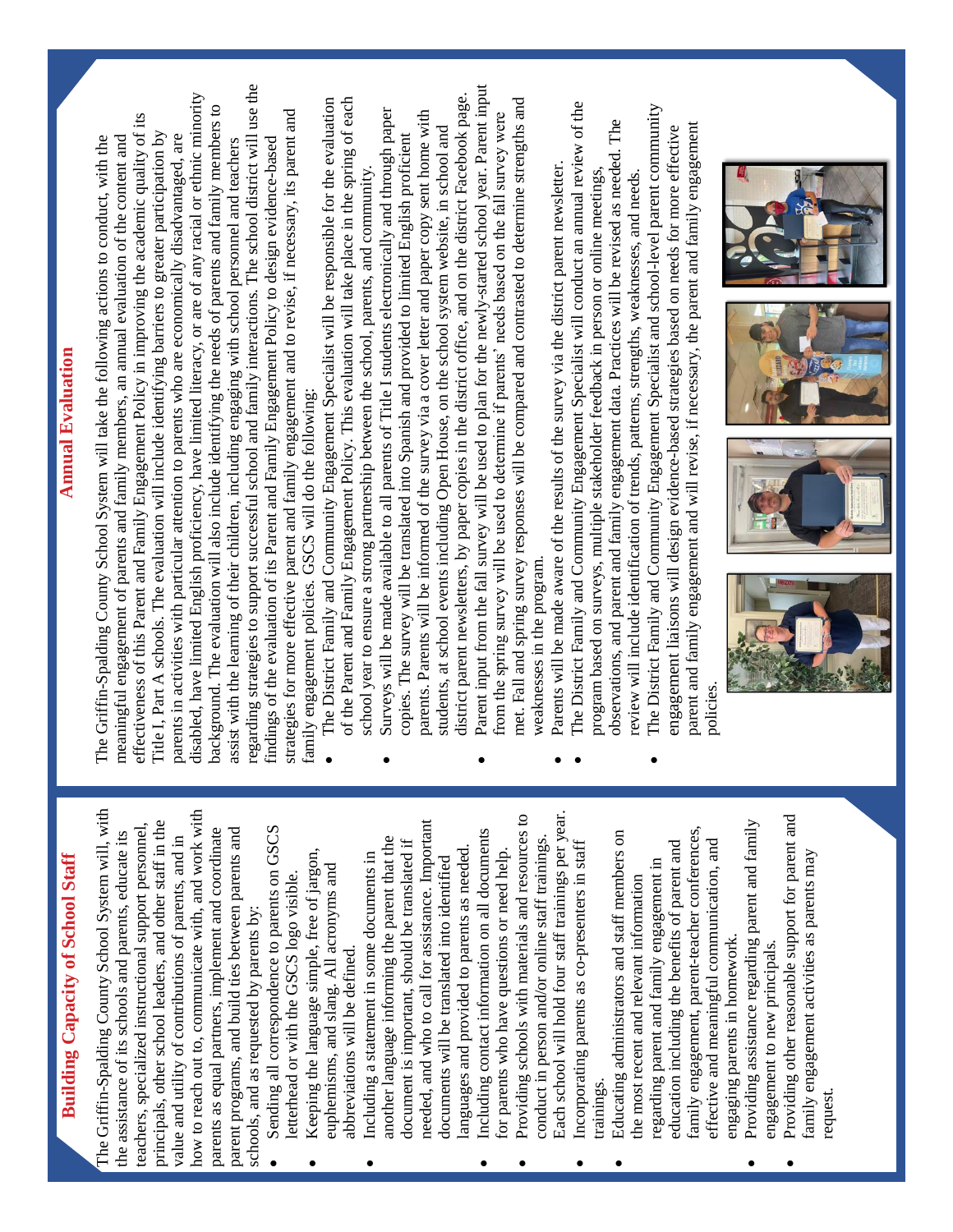## Building Capacity of School Staff

The Griffin-Spalding County School System will, with the assistance of its schools and parents, educate its teachers, specialized instructional support personnel, principals, other school leaders, and other staff in the value and utility of contributions of parents, and in how to reach out to, communicate with, and work with parents as equal partners, implement and coordinate parent programs, and build ties between parents and schools, and as requested by parents by:

- Sending all correspondence to parents on GSCS letterhead or with the GSCS logo visible.
- Keeping the language simple, free of jargon, euphemisms, and slang. All acronyms and abbreviations will be defined.
- Including a statement in some documents in another language informing the parent that the document is important, should be translated if needed, and who to call for assistance. Important documents will be translated into identified languages and provided to parents as needed.
- Including contact information on all documents for parents who have questions or need help.
- Providing schools with materials and resources to conduct in person and/or online staff trainings. Each school will hold four staff trainings per year.
- Incorporating parents as co-presenters in staff trainings.
- Educating administrators and staff members on the most recent and relevant information regarding parent and family engagement in education including the benefits of parent and family engagement, parent-teacher conferences, effective and meaningful communication, and engaging parents in homework.
- Providing assistance regarding parent and family engagement to new principals.
- Providing other reasonable support for parent and family engagement activities as parents may request.

## Annual Evaluation

The Griffin-Spalding County School System will take the following actions to conduct, with the meaningful engagement of parents and family members, an annual evaluation of the content and effectiveness of this Parent and Family Engagement Policy in improving the academic quality of its Title I, Part A schools. The evaluation will include identifying barriers to greater participation by parents in activities with particular attention to parents who are economically disadvantaged, are disabled, have limited English proficiency, have limited literacy, or are of any racial or ethnic minority background. The evaluation will also include identifying the needs of parents and family members to assist with the learning of their children, including engaging with school personnel and teachers regarding strategies to support successful school and family interactions. The school district will use the findings of the evaluation of its Parent and Family Engagement Policy to design evidence-based strategies for more effective parent and family engagement and to revise, if necessary, its parent and family engagement policies. GSCS will do the following:

- The District Family and Community Engagement Specialist will be responsible for the evaluation of the Parent and Family Engagement Policy. This evaluation will take place in the spring of each school year to ensure a strong partnership between the school, parents, and community.
- Surveys will be made available to all parents of Title I students electronically and through paper copies. The survey will be translated into Spanish and provided to limited English proficient parents. Parents will be informed of the survey via a cover letter and paper copy sent home with students, at school events including Open House, on the school system website, in school and district parent newsletters, by paper copies in the district office, and on the district Facebook page.
- Parent input from the fall survey will be used to plan for the newly-started school year. Parent input from the spring survey will be used to determine if parents' needs based on the fall survey were met. Fall and spring survey responses will be compared and contrasted to determine strengths and weaknesses in the program.
- Parents will be made aware of the results of the survey via the district parent newsletter.
- The District Family and Community Engagement Specialist will conduct an annual review of the program based on surveys, multiple stakeholder feedback in person or online meetings, observations, and parent and family engagement data. Practices will be revised as needed. The review will include identification of trends, patterns, strengths, weaknesses, and needs.
- The District Family and Community Engagement Specialist and school-level parent community engagement liaisons will design evidence-based strategies based on needs for more effective parent and family engagement and will revise, if necessary, the parent and family engagement policies.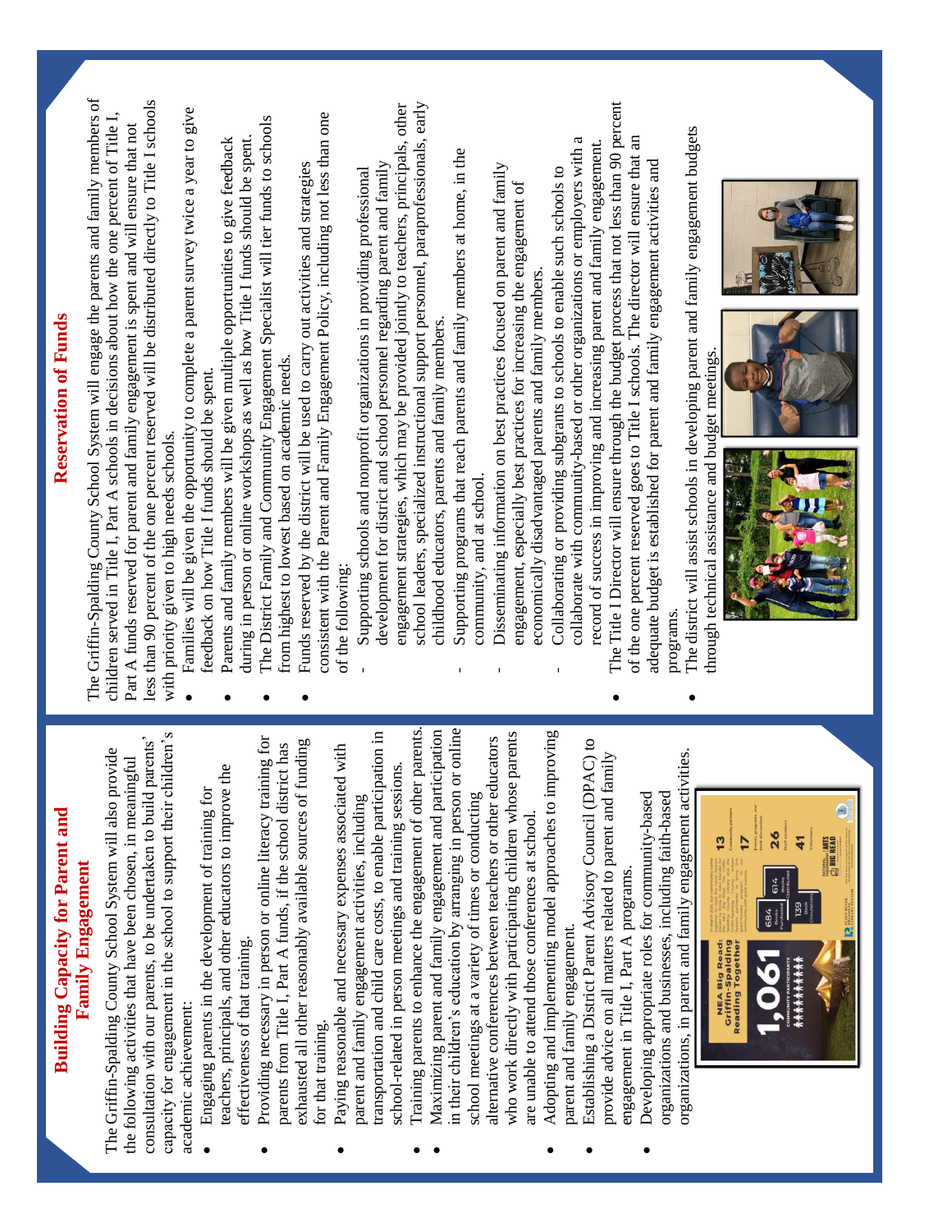## Building Capacity for Parent and Family Engagement

The Griffin-Spalding County School System will also provide the following activities that have been chosen, in meaningful consultation with our parents, to be undertaken to build parents' capacity for engagement in the school to support their children's academic achievement:

- Engaging parents in the development of training for teachers, principals, and other educators to improve the effectiveness of that training.
- Providing necessary in person or online literacy training for parents from Title I, Part A funds, if the school district has exhausted all other reasonably available sources of funding for that training.
- Paying reasonable and necessary expenses associated with parent and family engagement activities, including transportation and child care costs, to enable participation in school-related in person meetings and training sessions.
- Training parents to enhance the engagement of other parents.
- Maximizing parent and family engagement and participation in their children's education by arranging in person or online school meetings at a variety of times or conducting alternative conferences between teachers or other educators who work directly with participating children whose parents are unable to attend those conferences at school.
- Adopting and implementing model approaches to improving parent and family engagement.
- Establishing a District Parent Advisory Council (DPAC) to provide advice on all matters related to parent and family engagement in Title I, Part A programs.
- Developing appropriate roles for community-based organizations and businesses, including faith-based organizations, in parent and family engagement activities.

## Reservation of Funds

The Griffin-Spalding County School System will engage the parents and family members of children served in Title I, Part A schools in decisions about how the one percent of Title I, Part A funds reserved for parent and family engagement is spent and will ensure that not less than 90 percent of the one percent reserved will be distributed directly to Title I schools with priority given to high needs schools.

- Families will be given the opportunity to complete a parent survey twice a year to give feedback on how Title I funds should be spent.
- Parents and family members will be given multiple opportunities to give feedback during in person or online workshops as well as how Title I funds should be spent.
- The District Family and Community Engagement Specialist will tier funds to schools from highest to lowest based on academic needs.
- Funds reserved by the district will be used to carry out activities and strategies consistent with the Parent and Family Engagement Policy, including not less than one of the following:
  - Supporting schools and nonprofit organizations in providing professional development for district and school personnel regarding parent and family engagement strategies, which may be provided jointly to teachers, principals, other school leaders, specialized instructional support personnel, paraprofessionals, early childhood educators, parents and family members.
  - Supporting programs that reach parents and family members at home, in the community, and at school.
  - Disseminating information on best practices focused on parent and family engagement, especially best practices for increasing the engagement of economically disadvantaged parents and family members.
  - Collaborating or providing subgrants to schools to enable such schools to collaborate with community-based or other organizations or employers with a record of success in improving and increasing parent and family engagement.
- The Title I Director will ensure through the budget process that not less than 90 percent of the one percent reserved goes to Title I schools. The director will ensure that an adequate budget is established for parent and family engagement activities and programs.
- The district will assist schools in developing parent and family engagement budgets through technical assistance and budget meetings.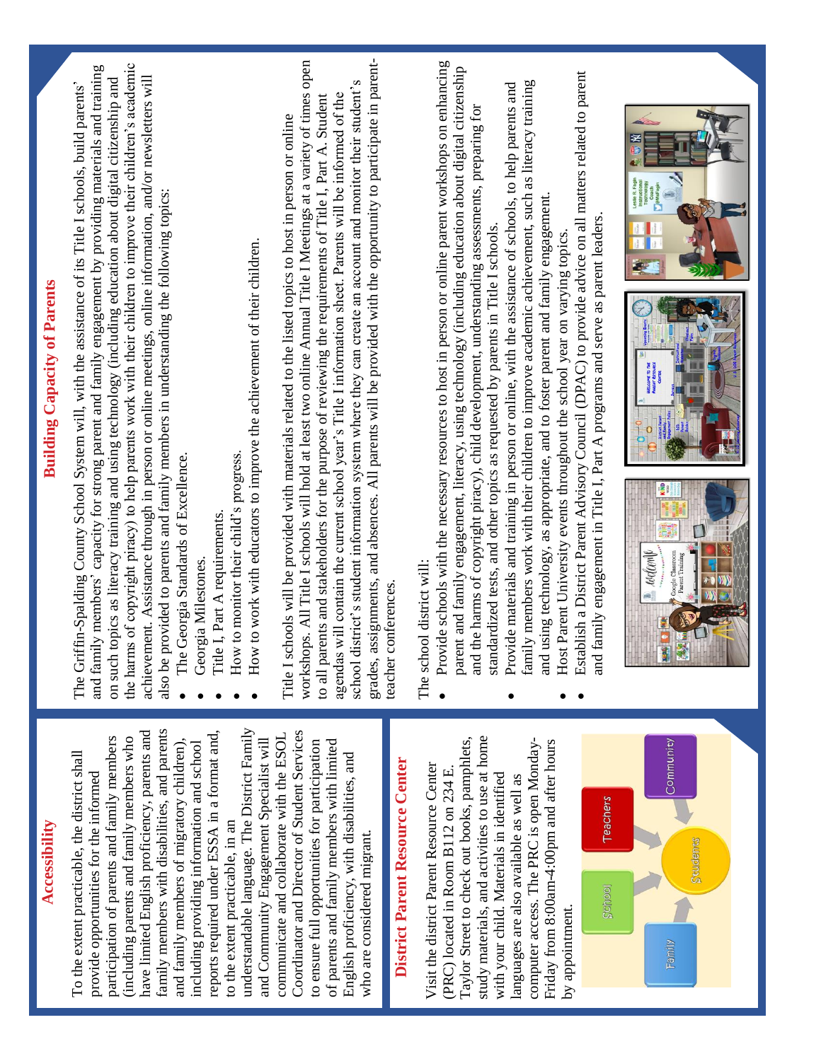## Accessibility

To the extent practicable, the district shall provide opportunities for the informed participation of parents and family members (including parents and family members who have limited English proficiency, parents and family members with disabilities, and parents and family members of migratory children), including providing information and school reports required under ESSA in a format and, to the extent practicable, in an understandable language. The District Family and Community Engagement Specialist will communicate and collaborate with the ESOL Coordinator and Director of Student Services to ensure full opportunities for participation of parents and family members with limited English proficiency, with disabilities, and who are considered migrant.

## District Parent Resource Center

Visit the district Parent Resource Center (PRC) located in Room B112 on 234 E. Taylor Street to check out books, pamphlets, study materials, and activities to use at home with your child. Materials in identified languages are also available as well as computer access. The PRC is open Monday-Friday from 8:00am-4:00pm and after hours by appointment.

School
Teachers
Family
Students
Community

## Building Capacity of Parents

The Griffin-Spalding County School System will, with the assistance of its Title I schools, build parents' and family members' capacity for strong parent and family engagement by providing materials and training on such topics as literacy training and using technology (including education about digital citizenship and the harms of copyright piracy) to help parents work with their children to improve their children's academic achievement. Assistance through in person or online meetings, online information, and/or newsletters will also be provided to parents and family members in understanding the following topics:

- The Georgia Standards of Excellence.
- Georgia Milestones.
- Title I, Part A requirements.
- How to monitor their child's progress.
- How to work with educators to improve the achievement of their children.

Title I schools will be provided with materials related to the listed topics to host in person or online workshops. All Title I schools will hold at least two online Annual Title I Meetings at a variety of times open to all parents and stakeholders for the purpose of reviewing the requirements of Title I, Part A. Student agendas will contain the current school year's Title I information sheet. Parents will be informed of the school district's student information system where they can create an account and monitor their student's grades, assignments, and absences. All parents will be provided with the opportunity to participate in parent-teacher conferences.

The school district will:

- Provide schools with the necessary resources to host in person or online parent workshops on enhancing parent and family engagement, literacy, using technology (including education about digital citizenship and the harms of copyright piracy), child development, understanding assessments, preparing for standardized tests, and other topics as requested by parents in Title I schools.
- Provide materials and training in person or online, with the assistance of schools, to help parents and family members work with their children to improve academic achievement, such as literacy training and using technology, as appropriate, and to foster parent and family engagement.
- Host Parent University events throughout the school year on varying topics.
- Establish a District Parent Advisory Council (DPAC) to provide advice on all matters related to parent and family engagement in Title I, Part A programs and serve as parent leaders.